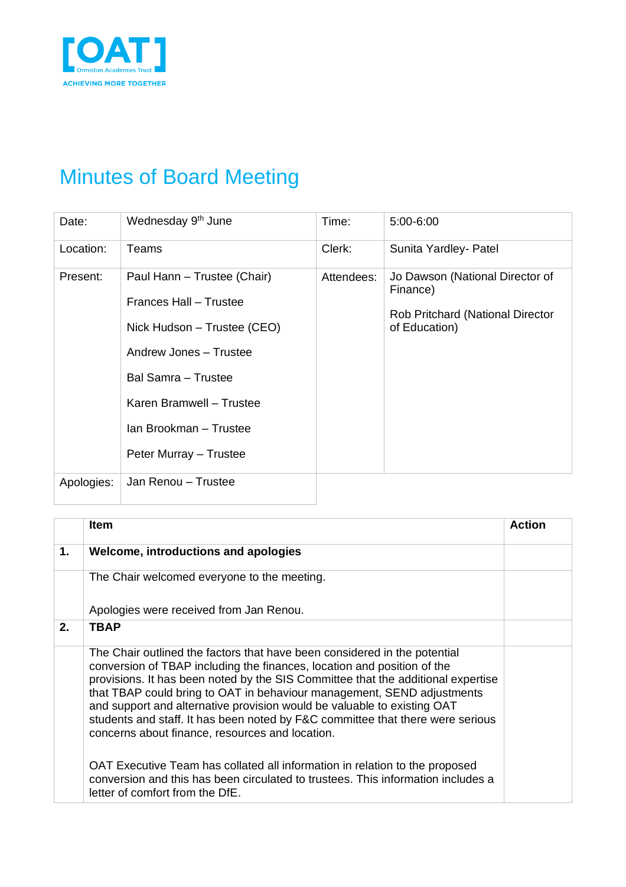[OAT]
Ormiston Academies Trust
ACHIEVING MORE TOGETHER

# Minutes of Board Meeting

| Date: | Wednesday 9th June | Time: | 5:00-6:00 |
| --- | --- | --- | --- |
| Location: | Teams | Clerk: | Sunita Yardley- Patel |
| Present: | Paul Hann – Trustee (Chair)<br><br>Frances Hall – Trustee<br><br>Nick Hudson – Trustee (CEO)<br><br>Andrew Jones – Trustee<br><br>Bal Samra – Trustee<br><br>Karen Bramwell – Trustee<br><br>Ian Brookman – Trustee<br><br>Peter Murray – Trustee | Attendees: | Jo Dawson (National Director of Finance)<br><br>Rob Pritchard (National Director of Education) |
| Apologies: | Jan Renou – Trustee | | |

| | Item | Action |
| --- | --- | --- |
| **1.** | **Welcome, introductions and apologies** | |
| | The Chair welcomed everyone to the meeting.<br><br>Apologies were received from Jan Renou. | |
| **2.** | **TBAP** | |
| | The Chair outlined the factors that have been considered in the potential conversion of TBAP including the finances, location and position of the provisions. It has been noted by the SIS Committee that the additional expertise that TBAP could bring to OAT in behaviour management, SEND adjustments and support and alternative provision would be valuable to existing OAT students and staff. It has been noted by F&C committee that there were serious concerns about finance, resources and location.<br><br>OAT Executive Team has collated all information in relation to the proposed conversion and this has been circulated to trustees. This information includes a letter of comfort from the DfE. | |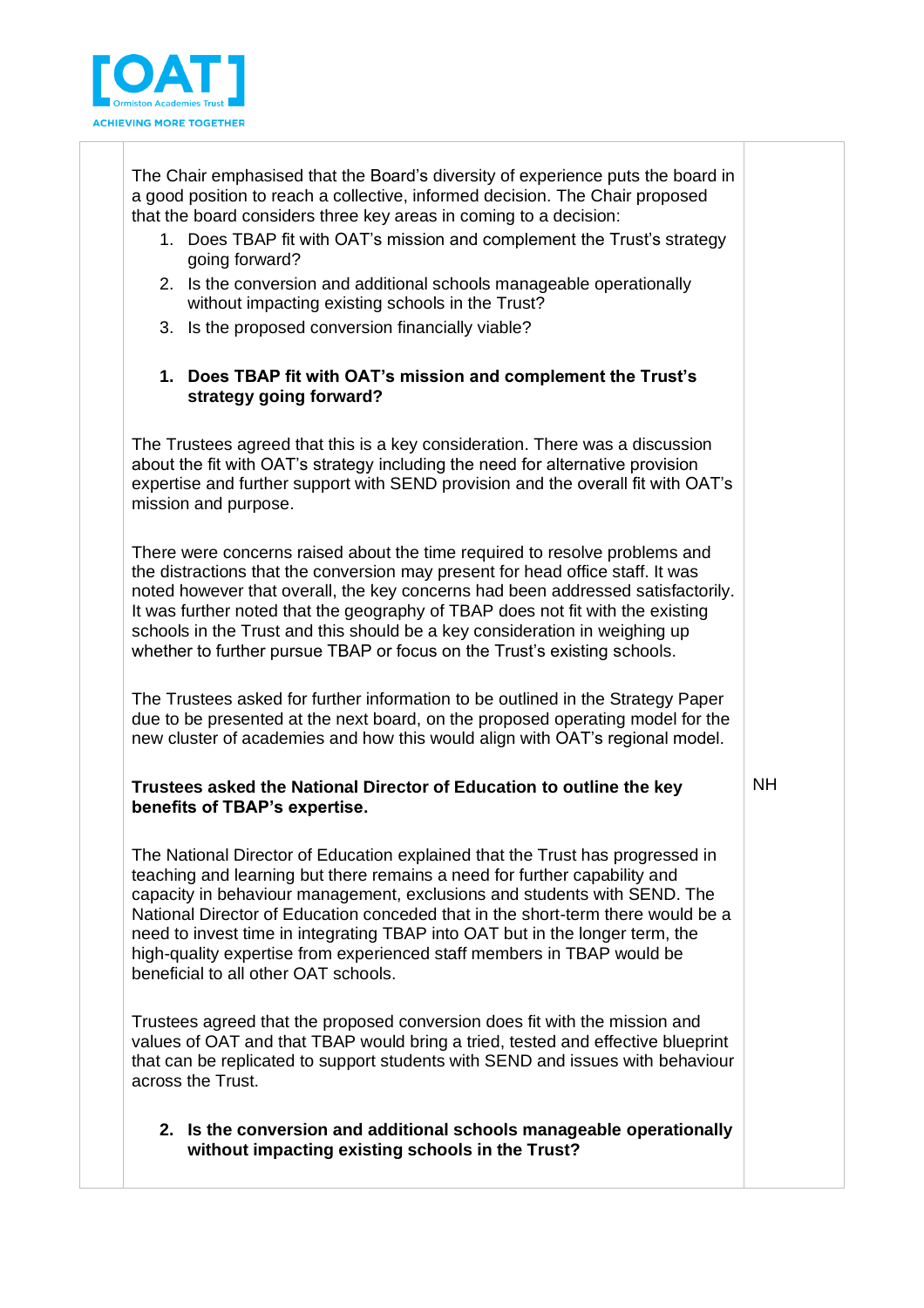The Chair emphasised that the Board's diversity of experience puts the board in a good position to reach a collective, informed decision. The Chair proposed that the board considers three key areas in coming to a decision:

1. Does TBAP fit with OAT's mission and complement the Trust's strategy going forward?
2. Is the conversion and additional schools manageable operationally without impacting existing schools in the Trust?
3. Is the proposed conversion financially viable?

**1. Does TBAP fit with OAT's mission and complement the Trust's strategy going forward?**

The Trustees agreed that this is a key consideration. There was a discussion about the fit with OAT's strategy including the need for alternative provision expertise and further support with SEND provision and the overall fit with OAT's mission and purpose.

There were concerns raised about the time required to resolve problems and the distractions that the conversion may present for head office staff. It was noted however that overall, the key concerns had been addressed satisfactorily. It was further noted that the geography of TBAP does not fit with the existing schools in the Trust and this should be a key consideration in weighing up whether to further pursue TBAP or focus on the Trust's existing schools.

The Trustees asked for further information to be outlined in the Strategy Paper due to be presented at the next board, on the proposed operating model for the new cluster of academies and how this would align with OAT's regional model. — NH

**Trustees asked the National Director of Education to outline the key benefits of TBAP's expertise.**

The National Director of Education explained that the Trust has progressed in teaching and learning but there remains a need for further capability and capacity in behaviour management, exclusions and students with SEND. The National Director of Education conceded that in the short-term there would be a need to invest time in integrating TBAP into OAT but in the longer term, the high-quality expertise from experienced staff members in TBAP would be beneficial to all other OAT schools.

Trustees agreed that the proposed conversion does fit with the mission and values of OAT and that TBAP would bring a tried, tested and effective blueprint that can be replicated to support students with SEND and issues with behaviour across the Trust.

**2. Is the conversion and additional schools manageable operationally without impacting existing schools in the Trust?**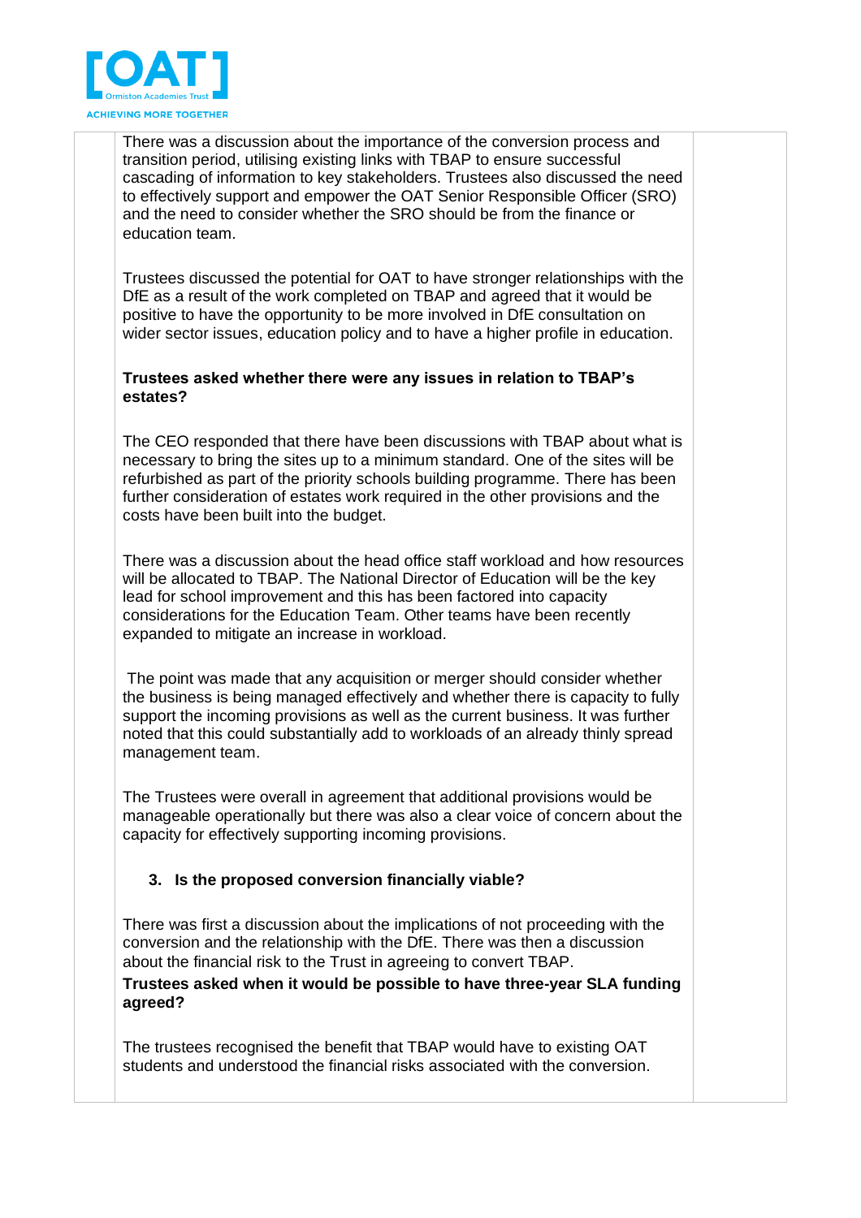There was a discussion about the importance of the conversion process and transition period, utilising existing links with TBAP to ensure successful cascading of information to key stakeholders. Trustees also discussed the need to effectively support and empower the OAT Senior Responsible Officer (SRO) and the need to consider whether the SRO should be from the finance or education team.

Trustees discussed the potential for OAT to have stronger relationships with the DfE as a result of the work completed on TBAP and agreed that it would be positive to have the opportunity to be more involved in DfE consultation on wider sector issues, education policy and to have a higher profile in education.

**Trustees asked whether there were any issues in relation to TBAP's estates?**

The CEO responded that there have been discussions with TBAP about what is necessary to bring the sites up to a minimum standard. One of the sites will be refurbished as part of the priority schools building programme. There has been further consideration of estates work required in the other provisions and the costs have been built into the budget.

There was a discussion about the head office staff workload and how resources will be allocated to TBAP. The National Director of Education will be the key lead for school improvement and this has been factored into capacity considerations for the Education Team. Other teams have been recently expanded to mitigate an increase in workload.

The point was made that any acquisition or merger should consider whether the business is being managed effectively and whether there is capacity to fully support the incoming provisions as well as the current business. It was further noted that this could substantially add to workloads of an already thinly spread management team.

The Trustees were overall in agreement that additional provisions would be manageable operationally but there was also a clear voice of concern about the capacity for effectively supporting incoming provisions.

3. **Is the proposed conversion financially viable?**

There was first a discussion about the implications of not proceeding with the conversion and the relationship with the DfE. There was then a discussion about the financial risk to the Trust in agreeing to convert TBAP.

**Trustees asked when it would be possible to have three-year SLA funding agreed?**

The trustees recognised the benefit that TBAP would have to existing OAT students and understood the financial risks associated with the conversion.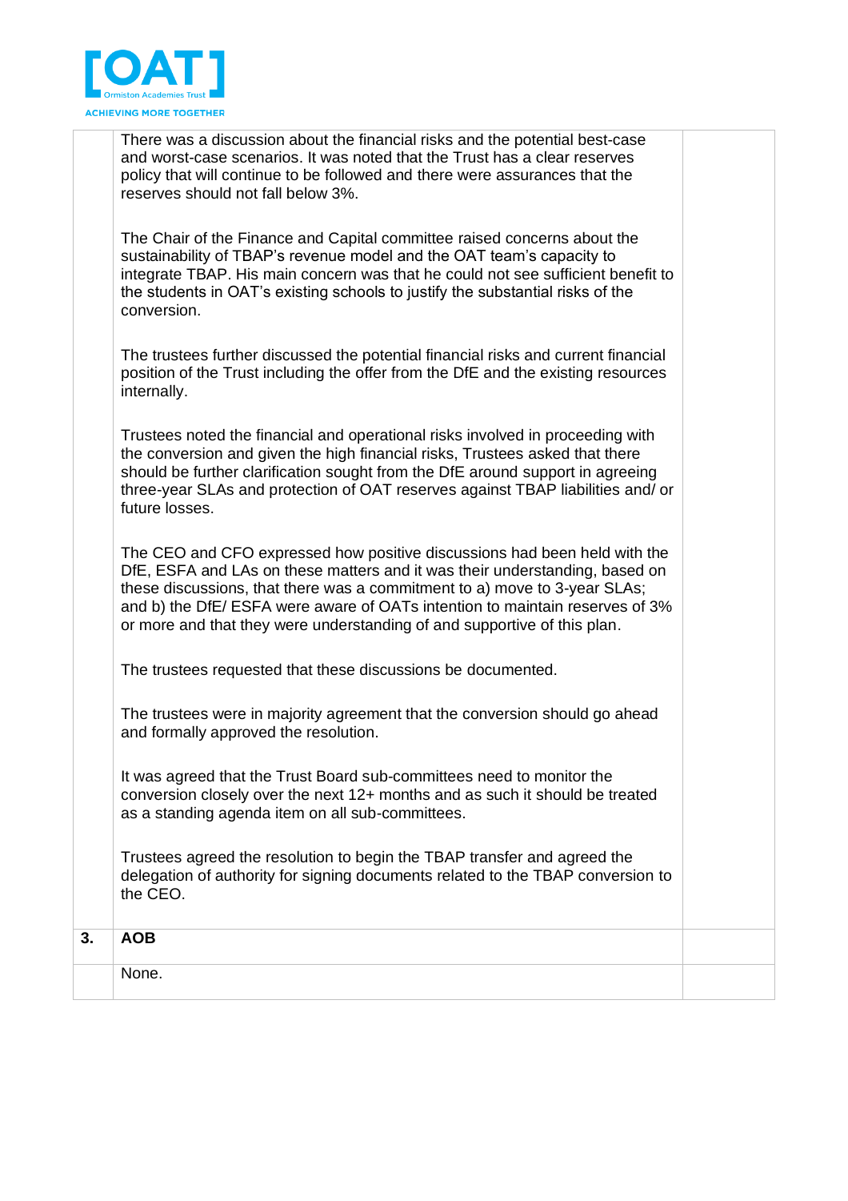| | | |
|---|---|---|
| | There was a discussion about the financial risks and the potential best-case and worst-case scenarios. It was noted that the Trust has a clear reserves policy that will continue to be followed and there were assurances that the reserves should not fall below 3%.<br><br>The Chair of the Finance and Capital committee raised concerns about the sustainability of TBAP's revenue model and the OAT team's capacity to integrate TBAP. His main concern was that he could not see sufficient benefit to the students in OAT's existing schools to justify the substantial risks of the conversion.<br><br>The trustees further discussed the potential financial risks and current financial position of the Trust including the offer from the DfE and the existing resources internally.<br><br>Trustees noted the financial and operational risks involved in proceeding with the conversion and given the high financial risks, Trustees asked that there should be further clarification sought from the DfE around support in agreeing three-year SLAs and protection of OAT reserves against TBAP liabilities and/ or future losses.<br><br>The CEO and CFO expressed how positive discussions had been held with the DfE, ESFA and LAs on these matters and it was their understanding, based on these discussions, that there was a commitment to a) move to 3-year SLAs; and b) the DfE/ ESFA were aware of OATs intention to maintain reserves of 3% or more and that they were understanding of and supportive of this plan.<br><br>The trustees requested that these discussions be documented.<br><br>The trustees were in majority agreement that the conversion should go ahead and formally approved the resolution.<br><br>It was agreed that the Trust Board sub-committees need to monitor the conversion closely over the next 12+ months and as such it should be treated as a standing agenda item on all sub-committees.<br><br>Trustees agreed the resolution to begin the TBAP transfer and agreed the delegation of authority for signing documents related to the TBAP conversion to the CEO. | |
| **3.** | **AOB** | |
| | None. | |